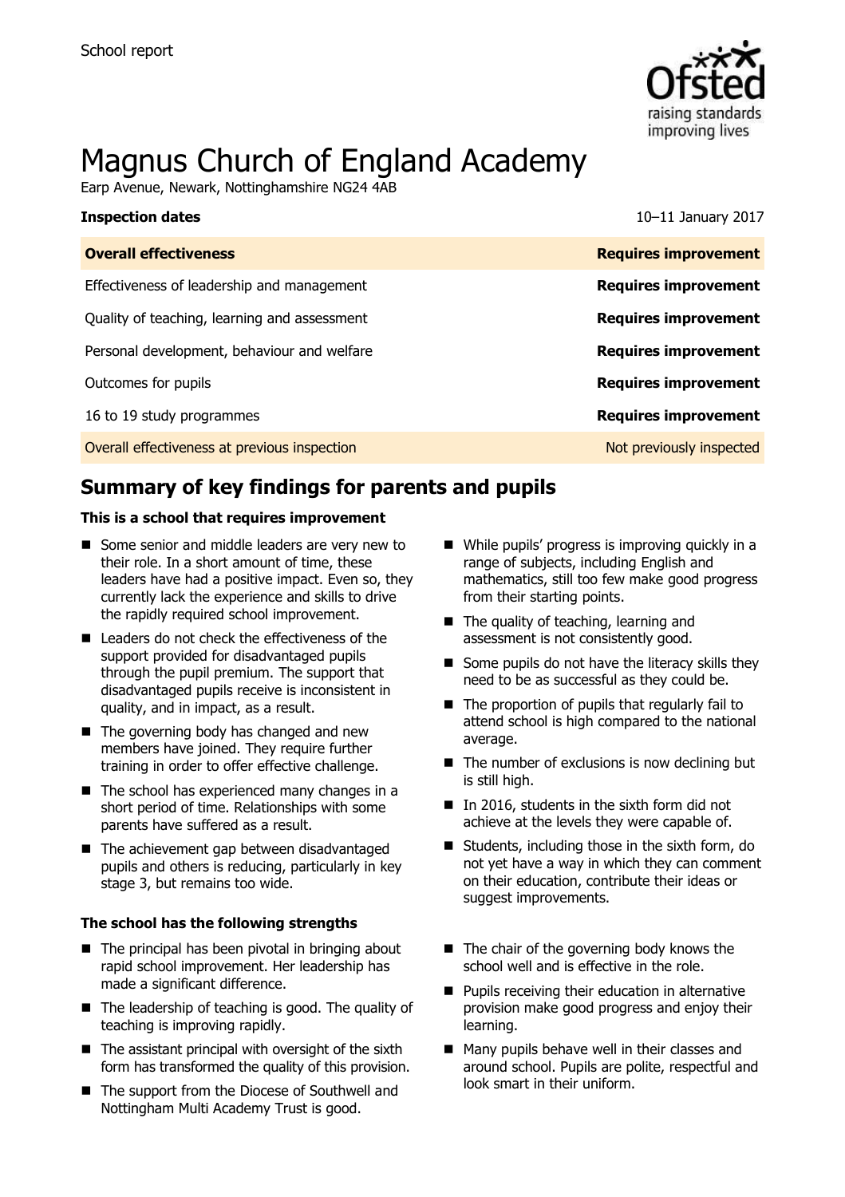School report

# Magnus Church of England Academy

Earp Avenue, Newark, Nottinghamshire NG24 4AB

| **Inspection dates** | 10–11 January 2017 |
| --- | --- |
| **Overall effectiveness** | **Requires improvement** |
| Effectiveness of leadership and management | **Requires improvement** |
| Quality of teaching, learning and assessment | **Requires improvement** |
| Personal development, behaviour and welfare | **Requires improvement** |
| Outcomes for pupils | **Requires improvement** |
| 16 to 19 study programmes | **Requires improvement** |
| Overall effectiveness at previous inspection | Not previously inspected |

## Summary of key findings for parents and pupils

**This is a school that requires improvement**

- Some senior and middle leaders are very new to their role. In a short amount of time, these leaders have had a positive impact. Even so, they currently lack the experience and skills to drive the rapidly required school improvement.
- Leaders do not check the effectiveness of the support provided for disadvantaged pupils through the pupil premium. The support that disadvantaged pupils receive is inconsistent in quality, and in impact, as a result.
- The governing body has changed and new members have joined. They require further training in order to offer effective challenge.
- The school has experienced many changes in a short period of time. Relationships with some parents have suffered as a result.
- The achievement gap between disadvantaged pupils and others is reducing, particularly in key stage 3, but remains too wide.
- While pupils' progress is improving quickly in a range of subjects, including English and mathematics, still too few make good progress from their starting points.
- The quality of teaching, learning and assessment is not consistently good.
- Some pupils do not have the literacy skills they need to be as successful as they could be.
- The proportion of pupils that regularly fail to attend school is high compared to the national average.
- The number of exclusions is now declining but is still high.
- In 2016, students in the sixth form did not achieve at the levels they were capable of.
- Students, including those in the sixth form, do not yet have a way in which they can comment on their education, contribute their ideas or suggest improvements.

**The school has the following strengths**

- The principal has been pivotal in bringing about rapid school improvement. Her leadership has made a significant difference.
- The leadership of teaching is good. The quality of teaching is improving rapidly.
- The assistant principal with oversight of the sixth form has transformed the quality of this provision.
- The support from the Diocese of Southwell and Nottingham Multi Academy Trust is good.
- The chair of the governing body knows the school well and is effective in the role.
- Pupils receiving their education in alternative provision make good progress and enjoy their learning.
- Many pupils behave well in their classes and around school. Pupils are polite, respectful and look smart in their uniform.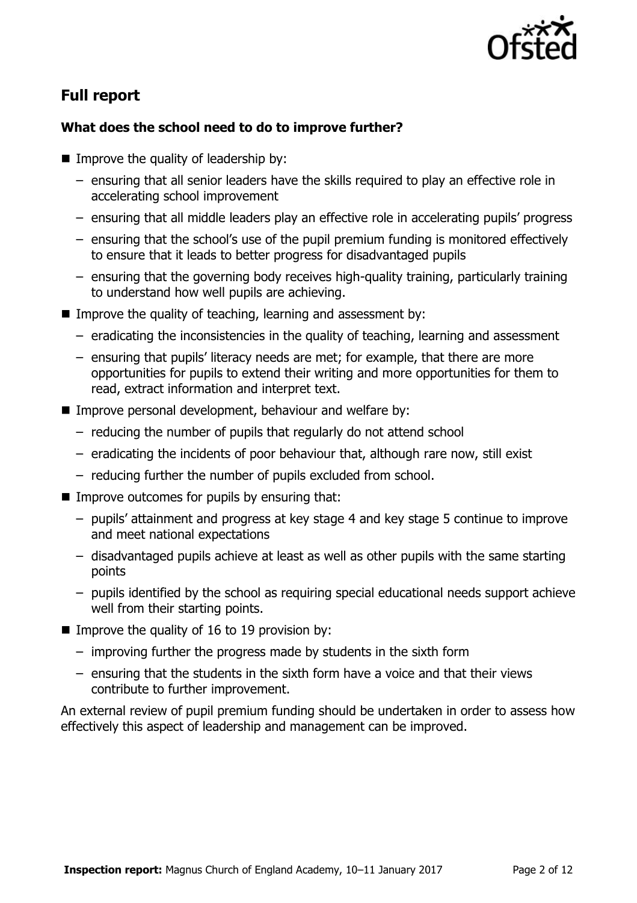## Full report

### What does the school need to do to improve further?

- Improve the quality of leadership by:
  - ensuring that all senior leaders have the skills required to play an effective role in accelerating school improvement
  - ensuring that all middle leaders play an effective role in accelerating pupils' progress
  - ensuring that the school's use of the pupil premium funding is monitored effectively to ensure that it leads to better progress for disadvantaged pupils
  - ensuring that the governing body receives high-quality training, particularly training to understand how well pupils are achieving.
- Improve the quality of teaching, learning and assessment by:
  - eradicating the inconsistencies in the quality of teaching, learning and assessment
  - ensuring that pupils' literacy needs are met; for example, that there are more opportunities for pupils to extend their writing and more opportunities for them to read, extract information and interpret text.
- Improve personal development, behaviour and welfare by:
  - reducing the number of pupils that regularly do not attend school
  - eradicating the incidents of poor behaviour that, although rare now, still exist
  - reducing further the number of pupils excluded from school.
- Improve outcomes for pupils by ensuring that:
  - pupils' attainment and progress at key stage 4 and key stage 5 continue to improve and meet national expectations
  - disadvantaged pupils achieve at least as well as other pupils with the same starting points
  - pupils identified by the school as requiring special educational needs support achieve well from their starting points.
- Improve the quality of 16 to 19 provision by:
  - improving further the progress made by students in the sixth form
  - ensuring that the students in the sixth form have a voice and that their views contribute to further improvement.

An external review of pupil premium funding should be undertaken in order to assess how effectively this aspect of leadership and management can be improved.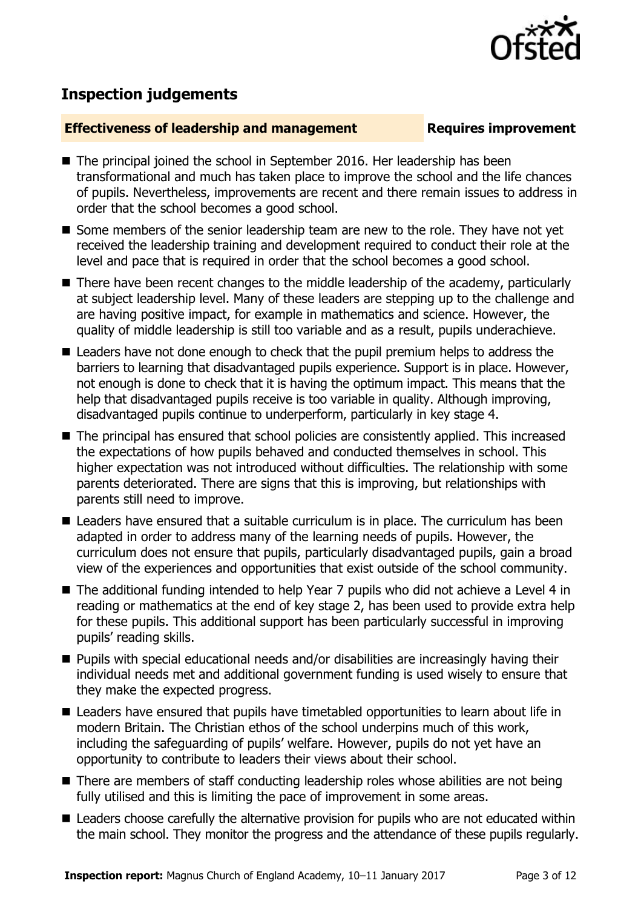## Inspection judgements

**Effectiveness of leadership and management** **Requires improvement**

- The principal joined the school in September 2016. Her leadership has been transformational and much has taken place to improve the school and the life chances of pupils. Nevertheless, improvements are recent and there remain issues to address in order that the school becomes a good school.
- Some members of the senior leadership team are new to the role. They have not yet received the leadership training and development required to conduct their role at the level and pace that is required in order that the school becomes a good school.
- There have been recent changes to the middle leadership of the academy, particularly at subject leadership level. Many of these leaders are stepping up to the challenge and are having positive impact, for example in mathematics and science. However, the quality of middle leadership is still too variable and as a result, pupils underachieve.
- Leaders have not done enough to check that the pupil premium helps to address the barriers to learning that disadvantaged pupils experience. Support is in place. However, not enough is done to check that it is having the optimum impact. This means that the help that disadvantaged pupils receive is too variable in quality. Although improving, disadvantaged pupils continue to underperform, particularly in key stage 4.
- The principal has ensured that school policies are consistently applied. This increased the expectations of how pupils behaved and conducted themselves in school. This higher expectation was not introduced without difficulties. The relationship with some parents deteriorated. There are signs that this is improving, but relationships with parents still need to improve.
- Leaders have ensured that a suitable curriculum is in place. The curriculum has been adapted in order to address many of the learning needs of pupils. However, the curriculum does not ensure that pupils, particularly disadvantaged pupils, gain a broad view of the experiences and opportunities that exist outside of the school community.
- The additional funding intended to help Year 7 pupils who did not achieve a Level 4 in reading or mathematics at the end of key stage 2, has been used to provide extra help for these pupils. This additional support has been particularly successful in improving pupils' reading skills.
- Pupils with special educational needs and/or disabilities are increasingly having their individual needs met and additional government funding is used wisely to ensure that they make the expected progress.
- Leaders have ensured that pupils have timetabled opportunities to learn about life in modern Britain. The Christian ethos of the school underpins much of this work, including the safeguarding of pupils' welfare. However, pupils do not yet have an opportunity to contribute to leaders their views about their school.
- There are members of staff conducting leadership roles whose abilities are not being fully utilised and this is limiting the pace of improvement in some areas.
- Leaders choose carefully the alternative provision for pupils who are not educated within the main school. They monitor the progress and the attendance of these pupils regularly.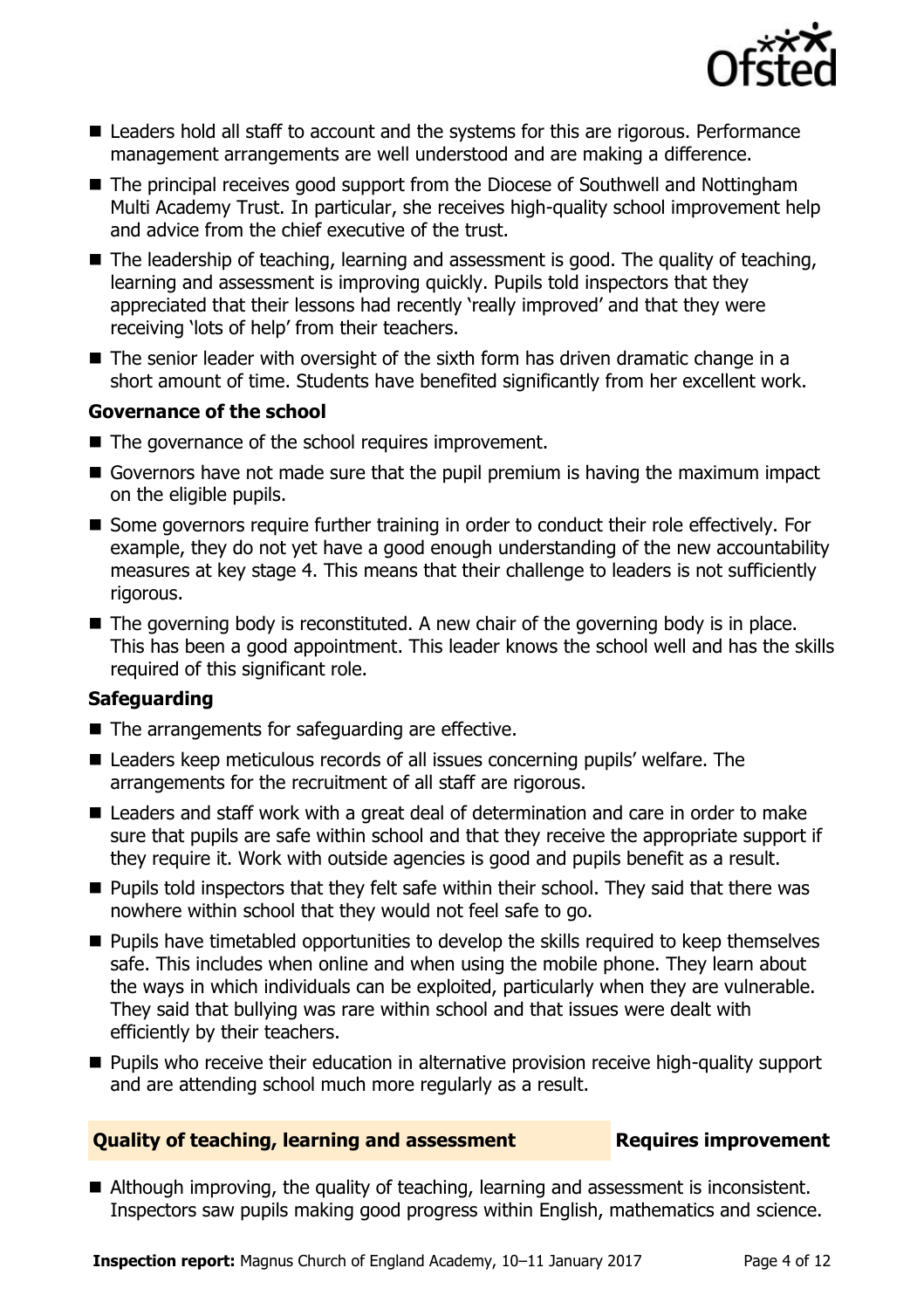- Leaders hold all staff to account and the systems for this are rigorous. Performance management arrangements are well understood and are making a difference.
- The principal receives good support from the Diocese of Southwell and Nottingham Multi Academy Trust. In particular, she receives high-quality school improvement help and advice from the chief executive of the trust.
- The leadership of teaching, learning and assessment is good. The quality of teaching, learning and assessment is improving quickly. Pupils told inspectors that they appreciated that their lessons had recently 'really improved' and that they were receiving 'lots of help' from their teachers.
- The senior leader with oversight of the sixth form has driven dramatic change in a short amount of time. Students have benefited significantly from her excellent work.

### Governance of the school

- The governance of the school requires improvement.
- Governors have not made sure that the pupil premium is having the maximum impact on the eligible pupils.
- Some governors require further training in order to conduct their role effectively. For example, they do not yet have a good enough understanding of the new accountability measures at key stage 4. This means that their challenge to leaders is not sufficiently rigorous.
- The governing body is reconstituted. A new chair of the governing body is in place. This has been a good appointment. This leader knows the school well and has the skills required of this significant role.

### Safeguarding

- The arrangements for safeguarding are effective.
- Leaders keep meticulous records of all issues concerning pupils' welfare. The arrangements for the recruitment of all staff are rigorous.
- Leaders and staff work with a great deal of determination and care in order to make sure that pupils are safe within school and that they receive the appropriate support if they require it. Work with outside agencies is good and pupils benefit as a result.
- Pupils told inspectors that they felt safe within their school. They said that there was nowhere within school that they would not feel safe to go.
- Pupils have timetabled opportunities to develop the skills required to keep themselves safe. This includes when online and when using the mobile phone. They learn about the ways in which individuals can be exploited, particularly when they are vulnerable. They said that bullying was rare within school and that issues were dealt with efficiently by their teachers.
- Pupils who receive their education in alternative provision receive high-quality support and are attending school much more regularly as a result.

## Quality of teaching, learning and assessment — Requires improvement

- Although improving, the quality of teaching, learning and assessment is inconsistent. Inspectors saw pupils making good progress within English, mathematics and science.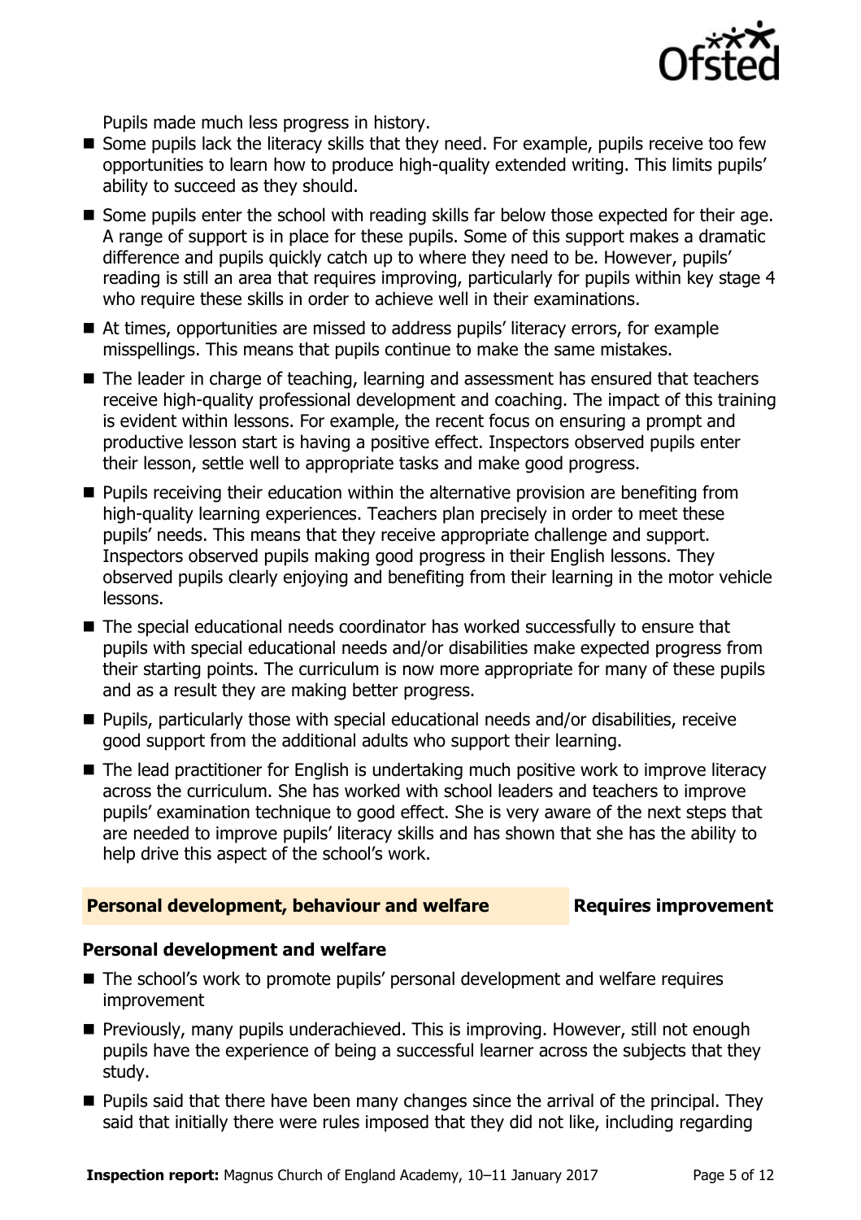Pupils made much less progress in history.

- Some pupils lack the literacy skills that they need. For example, pupils receive too few opportunities to learn how to produce high-quality extended writing. This limits pupils' ability to succeed as they should.
- Some pupils enter the school with reading skills far below those expected for their age. A range of support is in place for these pupils. Some of this support makes a dramatic difference and pupils quickly catch up to where they need to be. However, pupils' reading is still an area that requires improving, particularly for pupils within key stage 4 who require these skills in order to achieve well in their examinations.
- At times, opportunities are missed to address pupils' literacy errors, for example misspellings. This means that pupils continue to make the same mistakes.
- The leader in charge of teaching, learning and assessment has ensured that teachers receive high-quality professional development and coaching. The impact of this training is evident within lessons. For example, the recent focus on ensuring a prompt and productive lesson start is having a positive effect. Inspectors observed pupils enter their lesson, settle well to appropriate tasks and make good progress.
- Pupils receiving their education within the alternative provision are benefiting from high-quality learning experiences. Teachers plan precisely in order to meet these pupils' needs. This means that they receive appropriate challenge and support. Inspectors observed pupils making good progress in their English lessons. They observed pupils clearly enjoying and benefiting from their learning in the motor vehicle lessons.
- The special educational needs coordinator has worked successfully to ensure that pupils with special educational needs and/or disabilities make expected progress from their starting points. The curriculum is now more appropriate for many of these pupils and as a result they are making better progress.
- Pupils, particularly those with special educational needs and/or disabilities, receive good support from the additional adults who support their learning.
- The lead practitioner for English is undertaking much positive work to improve literacy across the curriculum. She has worked with school leaders and teachers to improve pupils' examination technique to good effect. She is very aware of the next steps that are needed to improve pupils' literacy skills and has shown that she has the ability to help drive this aspect of the school's work.

## Personal development, behaviour and welfare — Requires improvement

### Personal development and welfare

- The school's work to promote pupils' personal development and welfare requires improvement
- Previously, many pupils underachieved. This is improving. However, still not enough pupils have the experience of being a successful learner across the subjects that they study.
- Pupils said that there have been many changes since the arrival of the principal. They said that initially there were rules imposed that they did not like, including regarding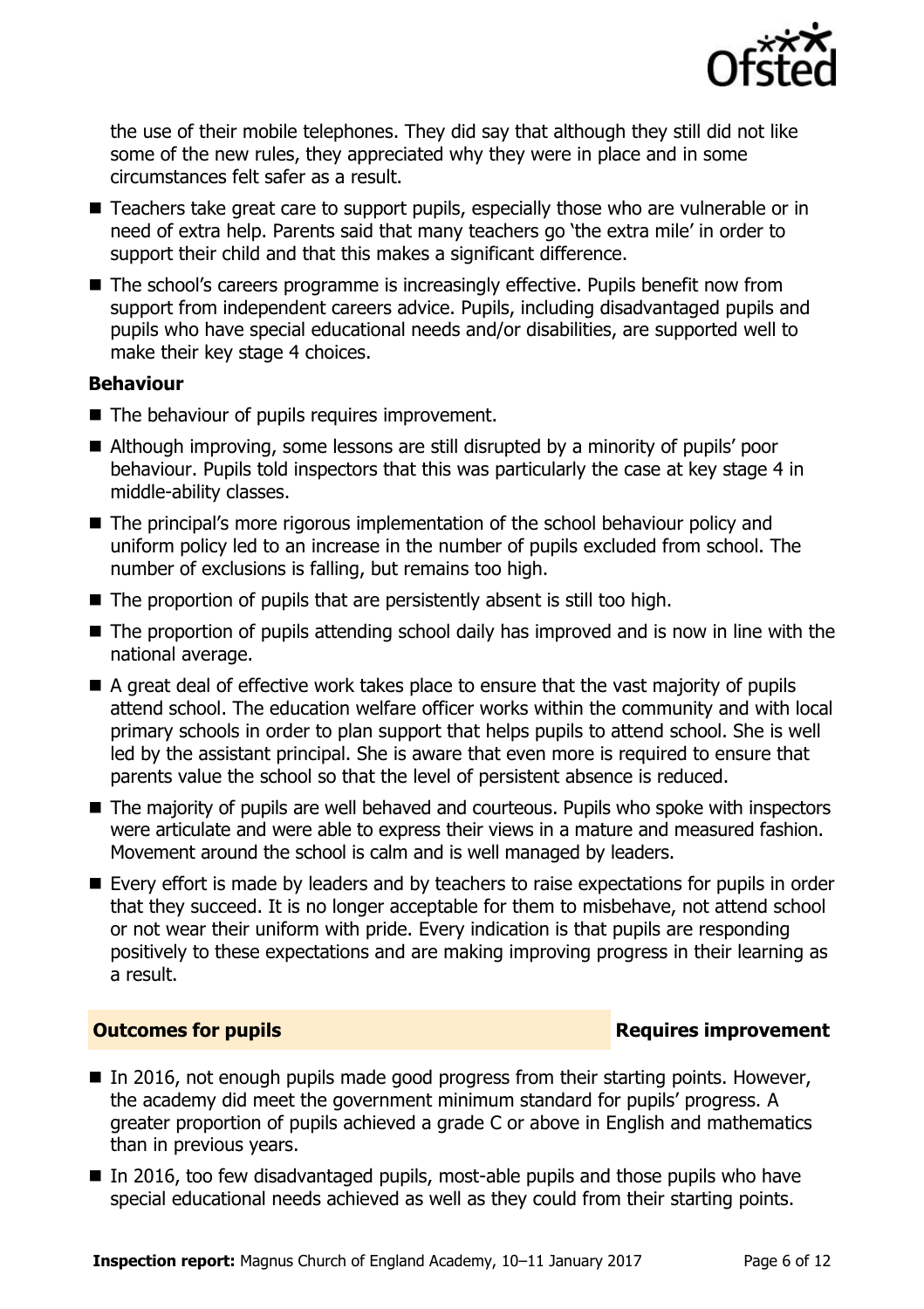the use of their mobile telephones. They did say that although they still did not like some of the new rules, they appreciated why they were in place and in some circumstances felt safer as a result.

- Teachers take great care to support pupils, especially those who are vulnerable or in need of extra help. Parents said that many teachers go 'the extra mile' in order to support their child and that this makes a significant difference.
- The school's careers programme is increasingly effective. Pupils benefit now from support from independent careers advice. Pupils, including disadvantaged pupils and pupils who have special educational needs and/or disabilities, are supported well to make their key stage 4 choices.

### Behaviour

- The behaviour of pupils requires improvement.
- Although improving, some lessons are still disrupted by a minority of pupils' poor behaviour. Pupils told inspectors that this was particularly the case at key stage 4 in middle-ability classes.
- The principal's more rigorous implementation of the school behaviour policy and uniform policy led to an increase in the number of pupils excluded from school. The number of exclusions is falling, but remains too high.
- The proportion of pupils that are persistently absent is still too high.
- The proportion of pupils attending school daily has improved and is now in line with the national average.
- A great deal of effective work takes place to ensure that the vast majority of pupils attend school. The education welfare officer works within the community and with local primary schools in order to plan support that helps pupils to attend school. She is well led by the assistant principal. She is aware that even more is required to ensure that parents value the school so that the level of persistent absence is reduced.
- The majority of pupils are well behaved and courteous. Pupils who spoke with inspectors were articulate and were able to express their views in a mature and measured fashion. Movement around the school is calm and is well managed by leaders.
- Every effort is made by leaders and by teachers to raise expectations for pupils in order that they succeed. It is no longer acceptable for them to misbehave, not attend school or not wear their uniform with pride. Every indication is that pupils are responding positively to these expectations and are making improving progress in their learning as a result.

## Outcomes for pupils — Requires improvement

- In 2016, not enough pupils made good progress from their starting points. However, the academy did meet the government minimum standard for pupils' progress. A greater proportion of pupils achieved a grade C or above in English and mathematics than in previous years.
- In 2016, too few disadvantaged pupils, most-able pupils and those pupils who have special educational needs achieved as well as they could from their starting points.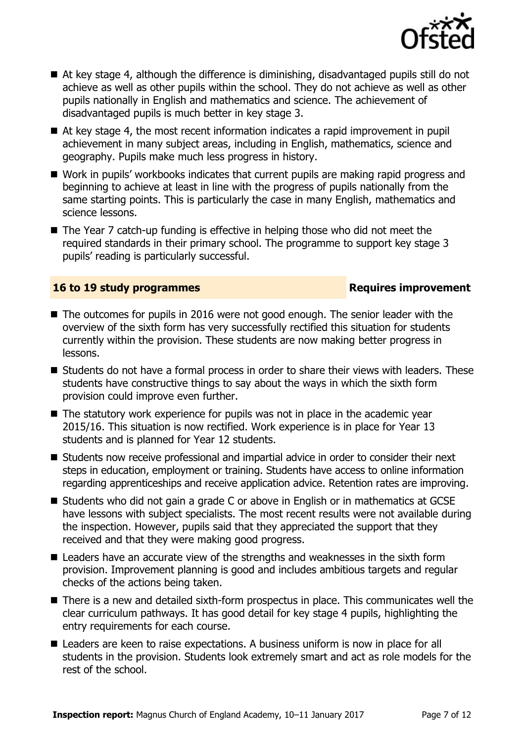- At key stage 4, although the difference is diminishing, disadvantaged pupils still do not achieve as well as other pupils within the school. They do not achieve as well as other pupils nationally in English and mathematics and science. The achievement of disadvantaged pupils is much better in key stage 3.
- At key stage 4, the most recent information indicates a rapid improvement in pupil achievement in many subject areas, including in English, mathematics, science and geography. Pupils make much less progress in history.
- Work in pupils' workbooks indicates that current pupils are making rapid progress and beginning to achieve at least in line with the progress of pupils nationally from the same starting points. This is particularly the case in many English, mathematics and science lessons.
- The Year 7 catch-up funding is effective in helping those who did not meet the required standards in their primary school. The programme to support key stage 3 pupils' reading is particularly successful.

## 16 to 19 study programmes — Requires improvement

- The outcomes for pupils in 2016 were not good enough. The senior leader with the overview of the sixth form has very successfully rectified this situation for students currently within the provision. These students are now making better progress in lessons.
- Students do not have a formal process in order to share their views with leaders. These students have constructive things to say about the ways in which the sixth form provision could improve even further.
- The statutory work experience for pupils was not in place in the academic year 2015/16. This situation is now rectified. Work experience is in place for Year 13 students and is planned for Year 12 students.
- Students now receive professional and impartial advice in order to consider their next steps in education, employment or training. Students have access to online information regarding apprenticeships and receive application advice. Retention rates are improving.
- Students who did not gain a grade C or above in English or in mathematics at GCSE have lessons with subject specialists. The most recent results were not available during the inspection. However, pupils said that they appreciated the support that they received and that they were making good progress.
- Leaders have an accurate view of the strengths and weaknesses in the sixth form provision. Improvement planning is good and includes ambitious targets and regular checks of the actions being taken.
- There is a new and detailed sixth-form prospectus in place. This communicates well the clear curriculum pathways. It has good detail for key stage 4 pupils, highlighting the entry requirements for each course.
- Leaders are keen to raise expectations. A business uniform is now in place for all students in the provision. Students look extremely smart and act as role models for the rest of the school.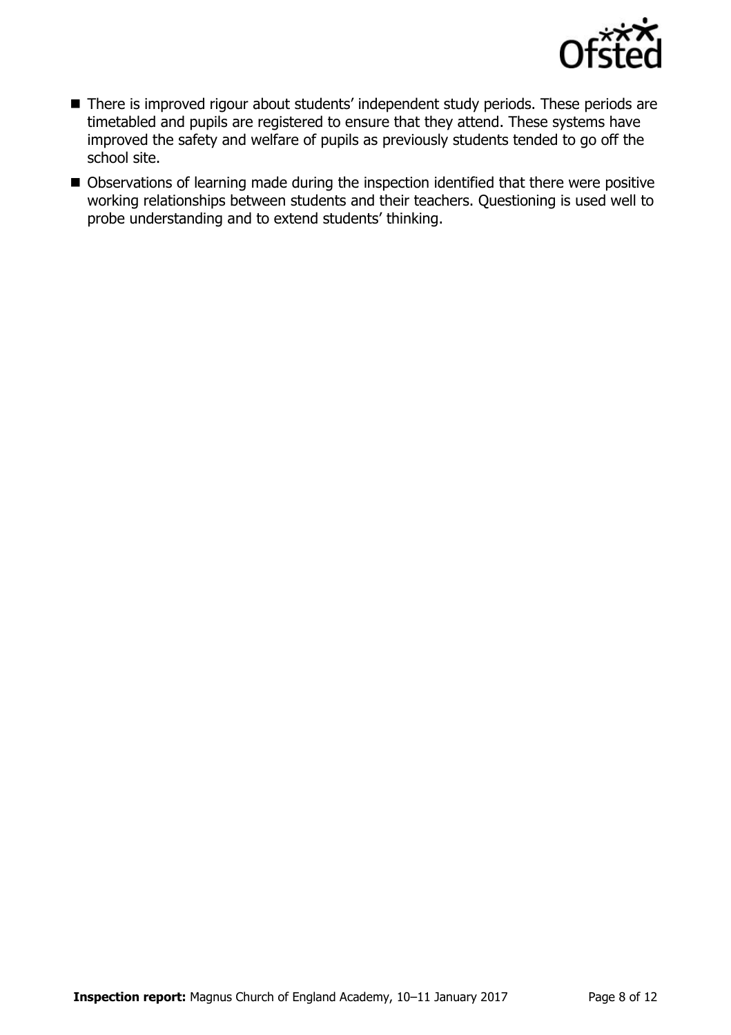- There is improved rigour about students' independent study periods. These periods are timetabled and pupils are registered to ensure that they attend. These systems have improved the safety and welfare of pupils as previously students tended to go off the school site.
- Observations of learning made during the inspection identified that there were positive working relationships between students and their teachers. Questioning is used well to probe understanding and to extend students' thinking.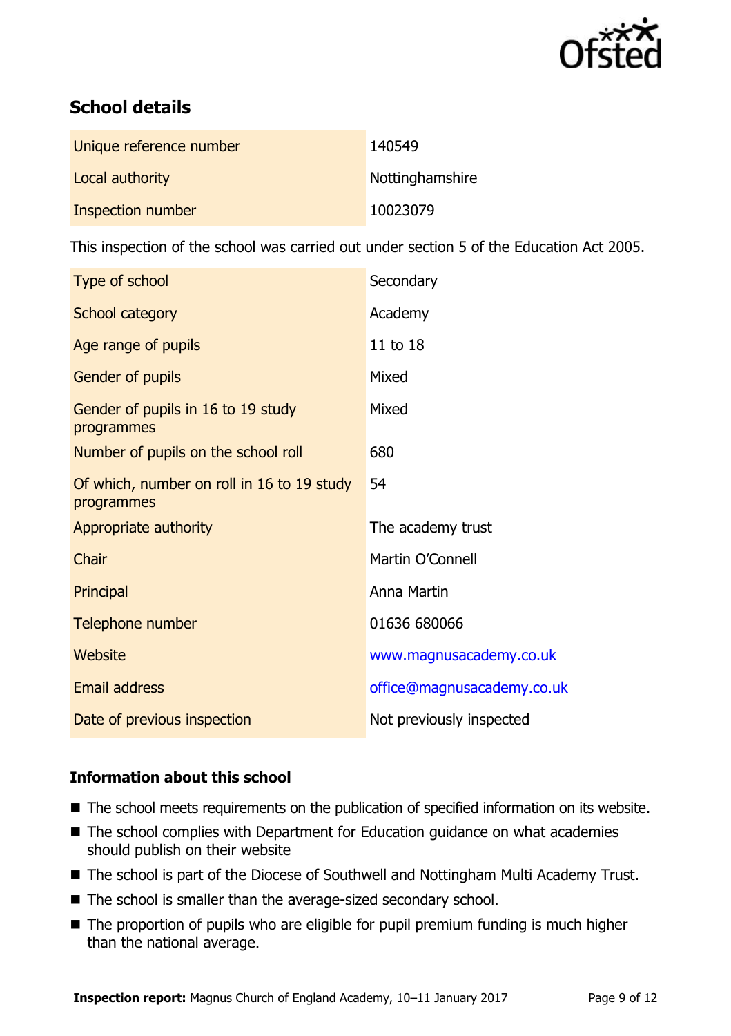## School details

| | |
|---|---|
| Unique reference number | 140549 |
| Local authority | Nottinghamshire |
| Inspection number | 10023079 |

This inspection of the school was carried out under section 5 of the Education Act 2005.

| | |
|---|---|
| Type of school | Secondary |
| School category | Academy |
| Age range of pupils | 11 to 18 |
| Gender of pupils | Mixed |
| Gender of pupils in 16 to 19 study programmes | Mixed |
| Number of pupils on the school roll | 680 |
| Of which, number on roll in 16 to 19 study programmes | 54 |
| Appropriate authority | The academy trust |
| Chair | Martin O'Connell |
| Principal | Anna Martin |
| Telephone number | 01636 680066 |
| Website | www.magnusacademy.co.uk |
| Email address | office@magnusacademy.co.uk |
| Date of previous inspection | Not previously inspected |

### Information about this school

- The school meets requirements on the publication of specified information on its website.
- The school complies with Department for Education guidance on what academies should publish on their website
- The school is part of the Diocese of Southwell and Nottingham Multi Academy Trust.
- The school is smaller than the average-sized secondary school.
- The proportion of pupils who are eligible for pupil premium funding is much higher than the national average.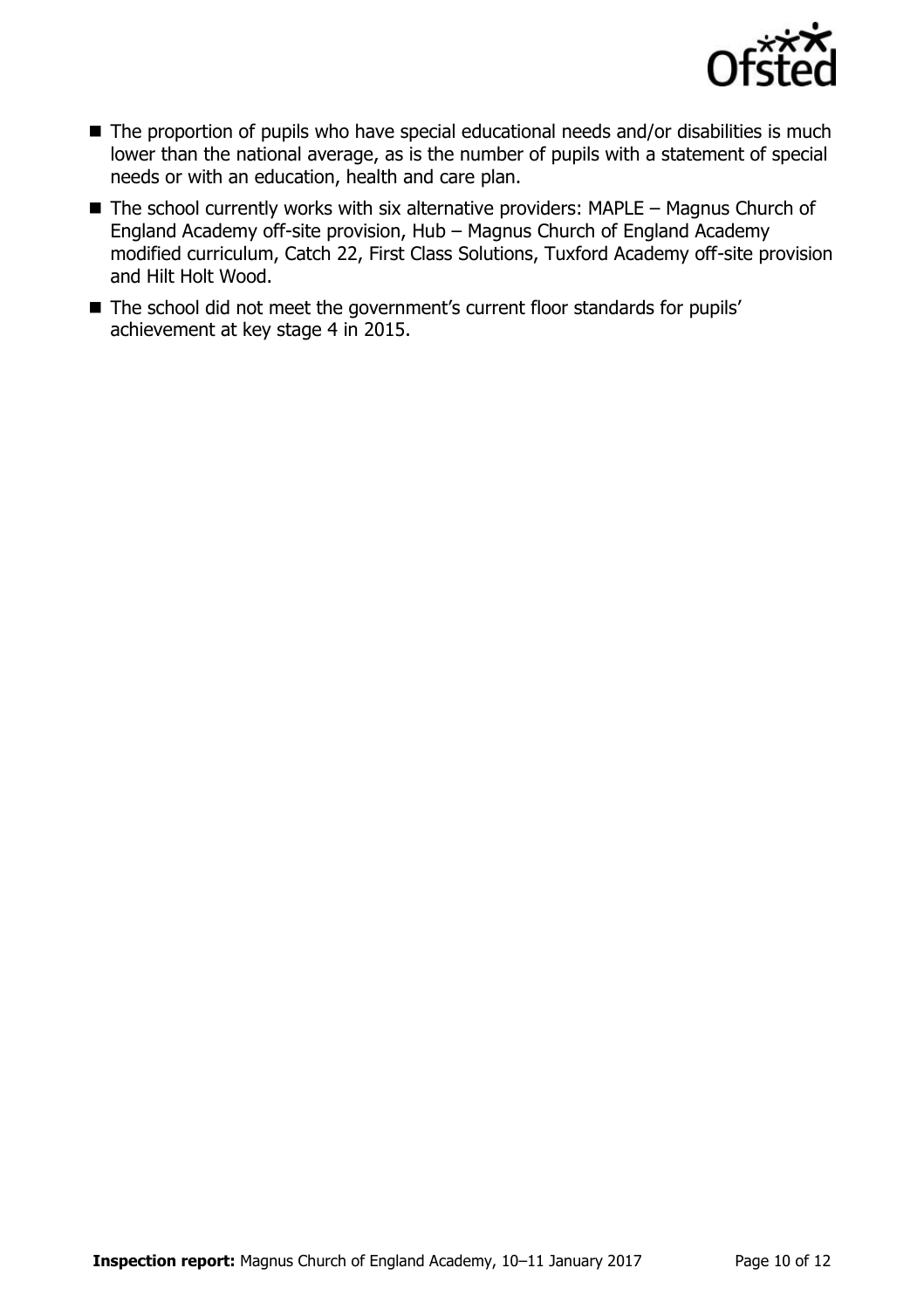- The proportion of pupils who have special educational needs and/or disabilities is much lower than the national average, as is the number of pupils with a statement of special needs or with an education, health and care plan.
- The school currently works with six alternative providers: MAPLE – Magnus Church of England Academy off-site provision, Hub – Magnus Church of England Academy modified curriculum, Catch 22, First Class Solutions, Tuxford Academy off-site provision and Hilt Holt Wood.
- The school did not meet the government's current floor standards for pupils' achievement at key stage 4 in 2015.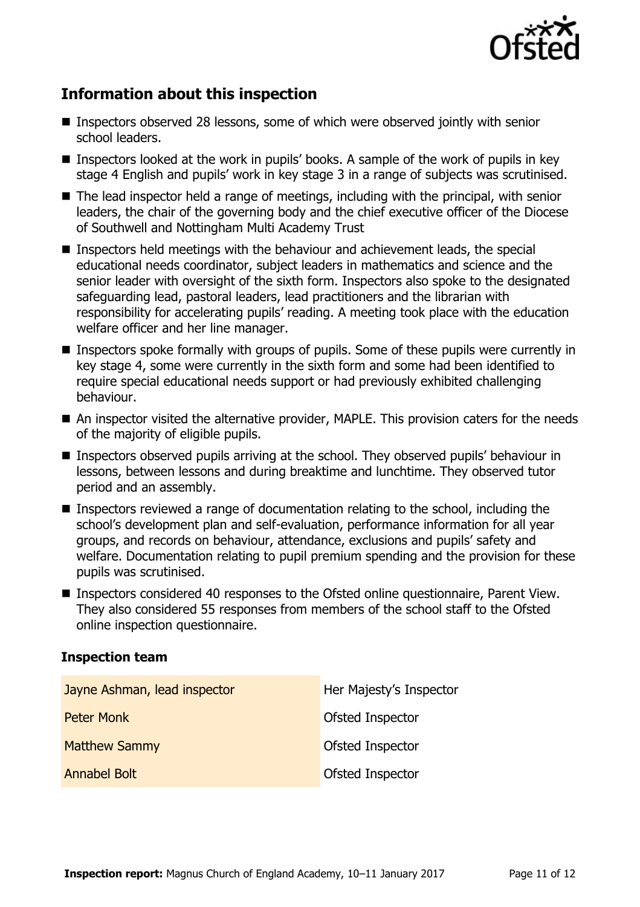## Information about this inspection

- Inspectors observed 28 lessons, some of which were observed jointly with senior school leaders.
- Inspectors looked at the work in pupils' books. A sample of the work of pupils in key stage 4 English and pupils' work in key stage 3 in a range of subjects was scrutinised.
- The lead inspector held a range of meetings, including with the principal, with senior leaders, the chair of the governing body and the chief executive officer of the Diocese of Southwell and Nottingham Multi Academy Trust
- Inspectors held meetings with the behaviour and achievement leads, the special educational needs coordinator, subject leaders in mathematics and science and the senior leader with oversight of the sixth form. Inspectors also spoke to the designated safeguarding lead, pastoral leaders, lead practitioners and the librarian with responsibility for accelerating pupils' reading. A meeting took place with the education welfare officer and her line manager.
- Inspectors spoke formally with groups of pupils. Some of these pupils were currently in key stage 4, some were currently in the sixth form and some had been identified to require special educational needs support or had previously exhibited challenging behaviour.
- An inspector visited the alternative provider, MAPLE. This provision caters for the needs of the majority of eligible pupils.
- Inspectors observed pupils arriving at the school. They observed pupils' behaviour in lessons, between lessons and during breaktime and lunchtime. They observed tutor period and an assembly.
- Inspectors reviewed a range of documentation relating to the school, including the school's development plan and self-evaluation, performance information for all year groups, and records on behaviour, attendance, exclusions and pupils' safety and welfare. Documentation relating to pupil premium spending and the provision for these pupils was scrutinised.
- Inspectors considered 40 responses to the Ofsted online questionnaire, Parent View. They also considered 55 responses from members of the school staff to the Ofsted online inspection questionnaire.

### Inspection team

| | |
|---|---|
| Jayne Ashman, lead inspector | Her Majesty's Inspector |
| Peter Monk | Ofsted Inspector |
| Matthew Sammy | Ofsted Inspector |
| Annabel Bolt | Ofsted Inspector |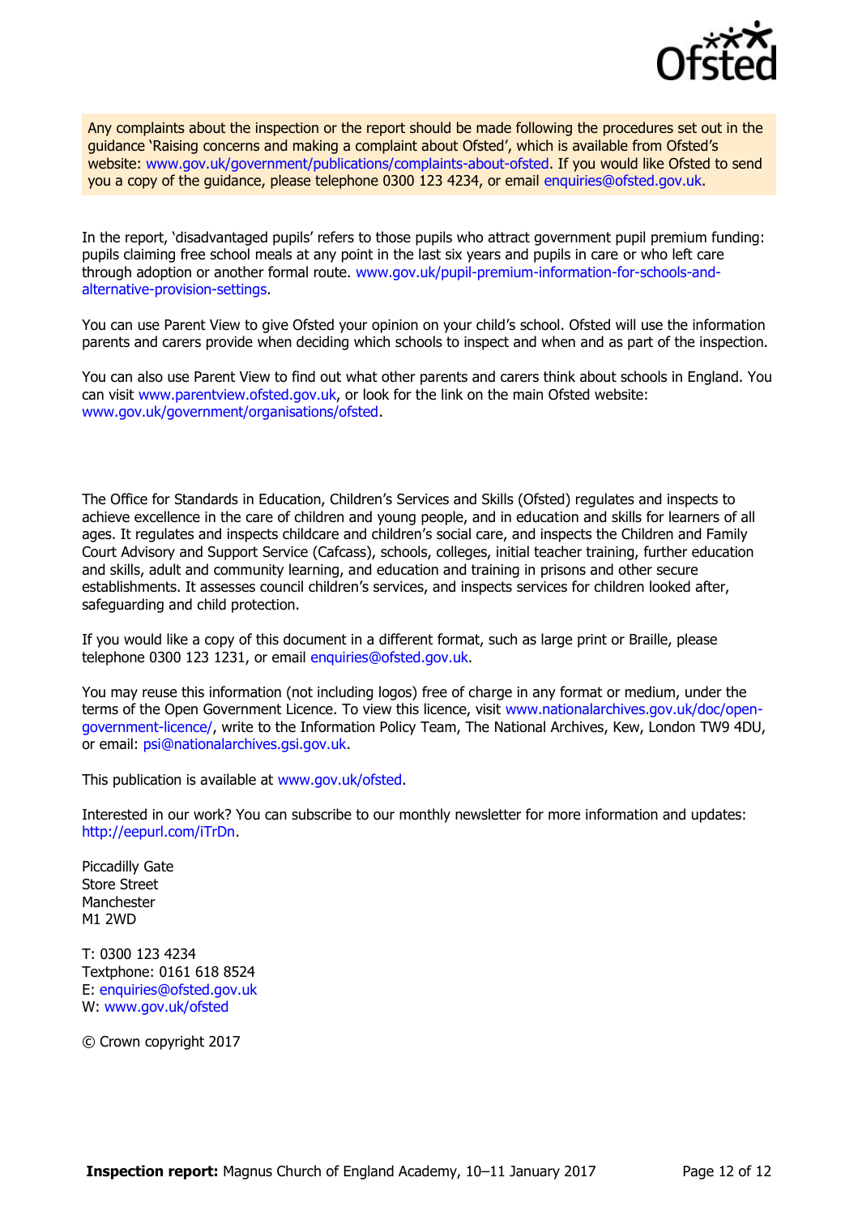Any complaints about the inspection or the report should be made following the procedures set out in the guidance 'Raising concerns and making a complaint about Ofsted', which is available from Ofsted's website: www.gov.uk/government/publications/complaints-about-ofsted. If you would like Ofsted to send you a copy of the guidance, please telephone 0300 123 4234, or email enquiries@ofsted.gov.uk.

In the report, 'disadvantaged pupils' refers to those pupils who attract government pupil premium funding: pupils claiming free school meals at any point in the last six years and pupils in care or who left care through adoption or another formal route. www.gov.uk/pupil-premium-information-for-schools-and-alternative-provision-settings.

You can use Parent View to give Ofsted your opinion on your child's school. Ofsted will use the information parents and carers provide when deciding which schools to inspect and when and as part of the inspection.

You can also use Parent View to find out what other parents and carers think about schools in England. You can visit www.parentview.ofsted.gov.uk, or look for the link on the main Ofsted website: www.gov.uk/government/organisations/ofsted.

The Office for Standards in Education, Children's Services and Skills (Ofsted) regulates and inspects to achieve excellence in the care of children and young people, and in education and skills for learners of all ages. It regulates and inspects childcare and children's social care, and inspects the Children and Family Court Advisory and Support Service (Cafcass), schools, colleges, initial teacher training, further education and skills, adult and community learning, and education and training in prisons and other secure establishments. It assesses council children's services, and inspects services for children looked after, safeguarding and child protection.

If you would like a copy of this document in a different format, such as large print or Braille, please telephone 0300 123 1231, or email enquiries@ofsted.gov.uk.

You may reuse this information (not including logos) free of charge in any format or medium, under the terms of the Open Government Licence. To view this licence, visit www.nationalarchives.gov.uk/doc/open-government-licence/, write to the Information Policy Team, The National Archives, Kew, London TW9 4DU, or email: psi@nationalarchives.gsi.gov.uk.

This publication is available at www.gov.uk/ofsted.

Interested in our work? You can subscribe to our monthly newsletter for more information and updates: http://eepurl.com/iTrDn.

Piccadilly Gate
Store Street
Manchester
M1 2WD

T: 0300 123 4234
Textphone: 0161 618 8524
E: enquiries@ofsted.gov.uk
W: www.gov.uk/ofsted

© Crown copyright 2017